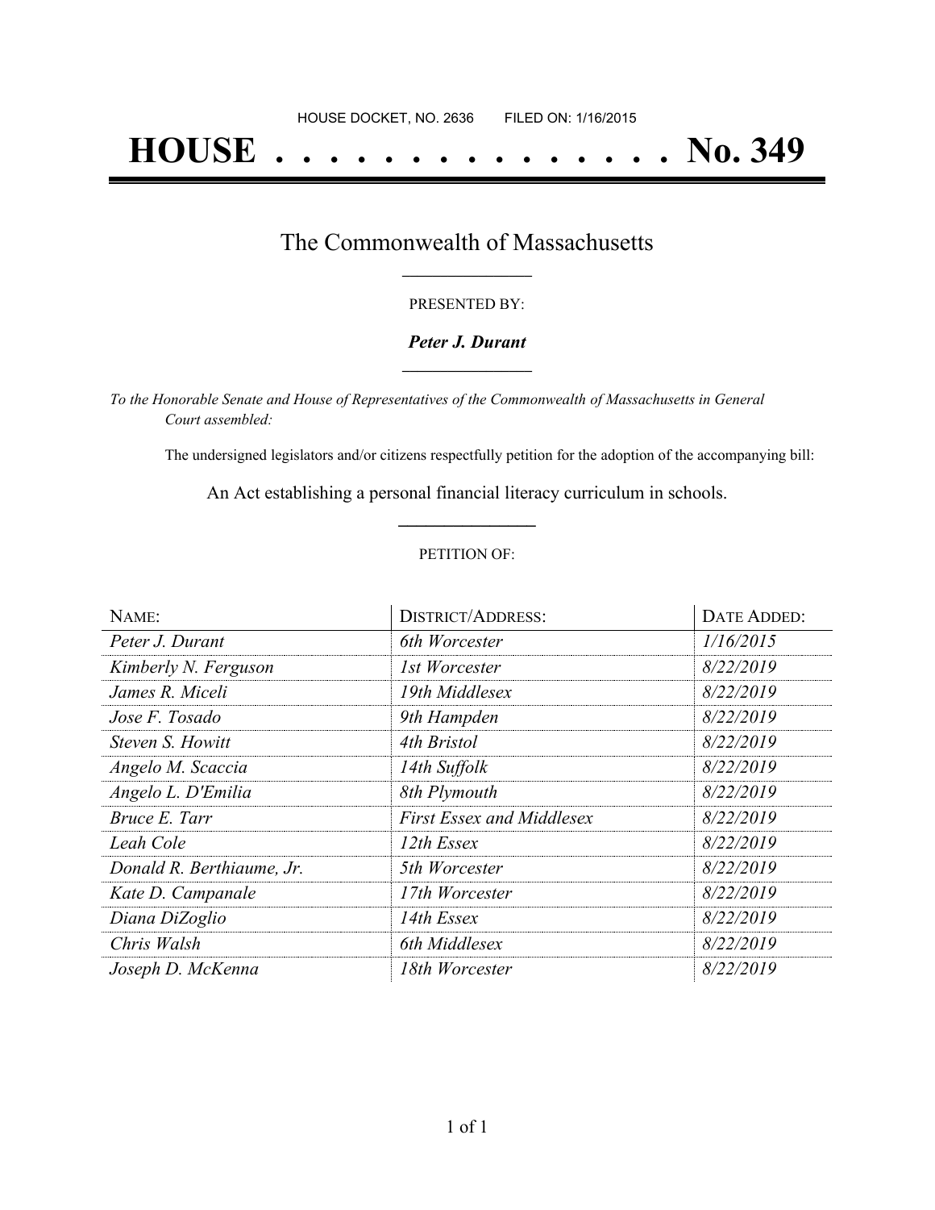HOUSE DOCKET, NO. 2636        FILED ON: 1/16/2015

# HOUSE . . . . . . . . . . . . . . . No. 349

## The Commonwealth of Massachusetts

PRESENTED BY:

***Peter J. Durant***

*To the Honorable Senate and House of Representatives of the Commonwealth of Massachusetts in General Court assembled:*

The undersigned legislators and/or citizens respectfully petition for the adoption of the accompanying bill:

An Act establishing a personal financial literacy curriculum in schools.

PETITION OF:

| NAME: | DISTRICT/ADDRESS: | DATE ADDED: |
|---|---|---|
| *Peter J. Durant* | *6th Worcester* | *1/16/2015* |
| *Kimberly N. Ferguson* | *1st Worcester* | *8/22/2019* |
| *James R. Miceli* | *19th Middlesex* | *8/22/2019* |
| *Jose F. Tosado* | *9th Hampden* | *8/22/2019* |
| *Steven S. Howitt* | *4th Bristol* | *8/22/2019* |
| *Angelo M. Scaccia* | *14th Suffolk* | *8/22/2019* |
| *Angelo L. D'Emilia* | *8th Plymouth* | *8/22/2019* |
| *Bruce E. Tarr* | *First Essex and Middlesex* | *8/22/2019* |
| *Leah Cole* | *12th Essex* | *8/22/2019* |
| *Donald R. Berthiaume, Jr.* | *5th Worcester* | *8/22/2019* |
| *Kate D. Campanale* | *17th Worcester* | *8/22/2019* |
| *Diana DiZoglio* | *14th Essex* | *8/22/2019* |
| *Chris Walsh* | *6th Middlesex* | *8/22/2019* |
| *Joseph D. McKenna* | *18th Worcester* | *8/22/2019* |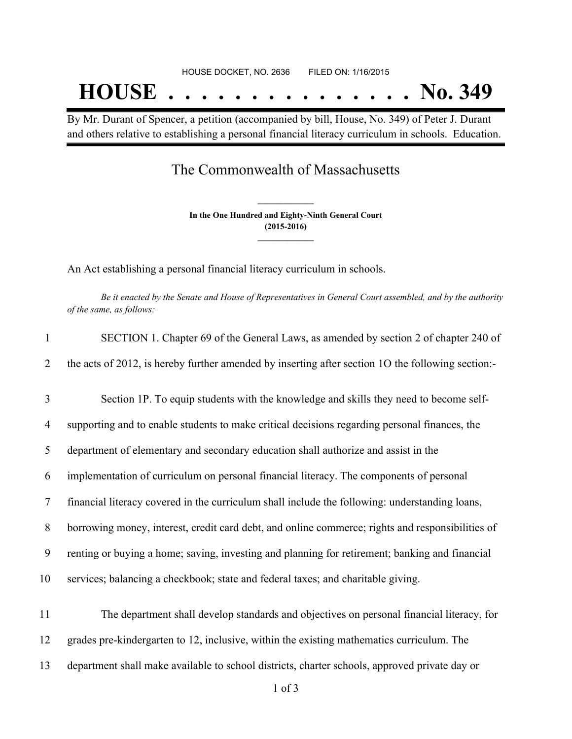HOUSE DOCKET, NO. 2636 FILED ON: 1/16/2015

# HOUSE . . . . . . . . . . . . . . . No. 349

By Mr. Durant of Spencer, a petition (accompanied by bill, House, No. 349) of Peter J. Durant and others relative to establishing a personal financial literacy curriculum in schools. Education.

## The Commonwealth of Massachusetts

**In the One Hundred and Eighty-Ninth General Court**
**(2015-2016)**

An Act establishing a personal financial literacy curriculum in schools.

*Be it enacted by the Senate and House of Representatives in General Court assembled, and by the authority of the same, as follows:*

1 SECTION 1. Chapter 69 of the General Laws, as amended by section 2 of chapter 240 of
2 the acts of 2012, is hereby further amended by inserting after section 1O the following section:-

3 Section 1P. To equip students with the knowledge and skills they need to become self-
4 supporting and to enable students to make critical decisions regarding personal finances, the
5 department of elementary and secondary education shall authorize and assist in the
6 implementation of curriculum on personal financial literacy. The components of personal
7 financial literacy covered in the curriculum shall include the following: understanding loans,
8 borrowing money, interest, credit card debt, and online commerce; rights and responsibilities of
9 renting or buying a home; saving, investing and planning for retirement; banking and financial
10 services; balancing a checkbook; state and federal taxes; and charitable giving.

11 The department shall develop standards and objectives on personal financial literacy, for
12 grades pre-kindergarten to 12, inclusive, within the existing mathematics curriculum. The
13 department shall make available to school districts, charter schools, approved private day or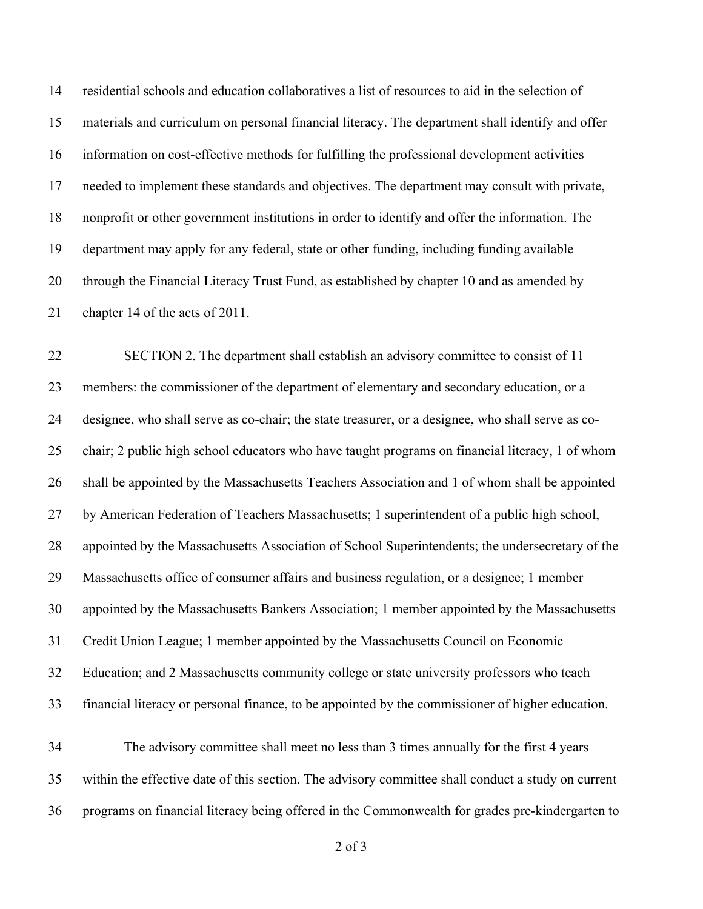residential schools and education collaboratives a list of resources to aid in the selection of materials and curriculum on personal financial literacy. The department shall identify and offer information on cost-effective methods for fulfilling the professional development activities needed to implement these standards and objectives. The department may consult with private, nonprofit or other government institutions in order to identify and offer the information. The department may apply for any federal, state or other funding, including funding available through the Financial Literacy Trust Fund, as established by chapter 10 and as amended by chapter 14 of the acts of 2011.

SECTION 2. The department shall establish an advisory committee to consist of 11 members: the commissioner of the department of elementary and secondary education, or a designee, who shall serve as co-chair; the state treasurer, or a designee, who shall serve as co-chair; 2 public high school educators who have taught programs on financial literacy, 1 of whom shall be appointed by the Massachusetts Teachers Association and 1 of whom shall be appointed by American Federation of Teachers Massachusetts; 1 superintendent of a public high school, appointed by the Massachusetts Association of School Superintendents; the undersecretary of the Massachusetts office of consumer affairs and business regulation, or a designee; 1 member appointed by the Massachusetts Bankers Association; 1 member appointed by the Massachusetts Credit Union League; 1 member appointed by the Massachusetts Council on Economic Education; and 2 Massachusetts community college or state university professors who teach financial literacy or personal finance, to be appointed by the commissioner of higher education.

The advisory committee shall meet no less than 3 times annually for the first 4 years within the effective date of this section. The advisory committee shall conduct a study on current programs on financial literacy being offered in the Commonwealth for grades pre-kindergarten to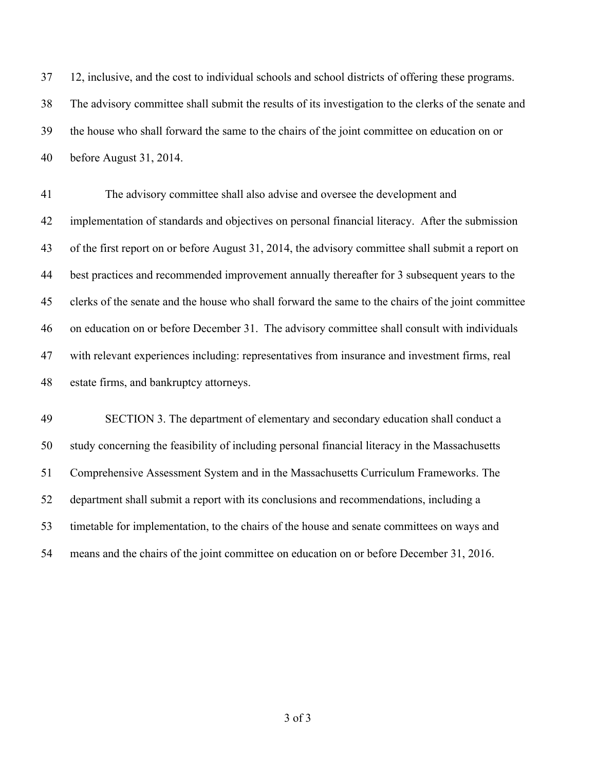12, inclusive, and the cost to individual schools and school districts of offering these programs. The advisory committee shall submit the results of its investigation to the clerks of the senate and the house who shall forward the same to the chairs of the joint committee on education on or before August 31, 2014.

The advisory committee shall also advise and oversee the development and implementation of standards and objectives on personal financial literacy. After the submission of the first report on or before August 31, 2014, the advisory committee shall submit a report on best practices and recommended improvement annually thereafter for 3 subsequent years to the clerks of the senate and the house who shall forward the same to the chairs of the joint committee on education on or before December 31. The advisory committee shall consult with individuals with relevant experiences including: representatives from insurance and investment firms, real estate firms, and bankruptcy attorneys.

SECTION 3. The department of elementary and secondary education shall conduct a study concerning the feasibility of including personal financial literacy in the Massachusetts Comprehensive Assessment System and in the Massachusetts Curriculum Frameworks. The department shall submit a report with its conclusions and recommendations, including a timetable for implementation, to the chairs of the house and senate committees on ways and means and the chairs of the joint committee on education on or before December 31, 2016.